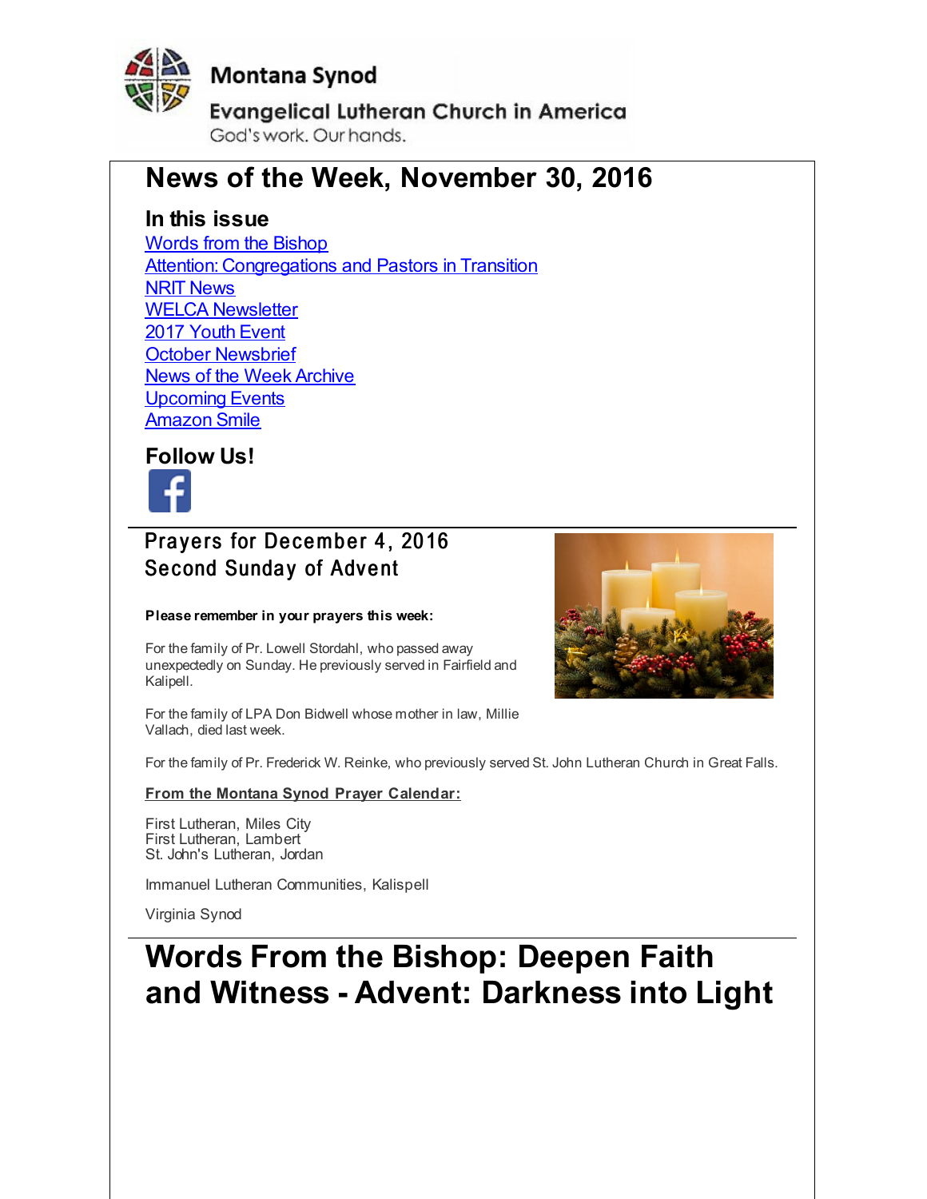Montana Synod

Evangelical Lutheran Church in America

God's work. Our hands.

# News of the Week, November 30, 2016

## In this issue

Words from the Bishop
Attention: Congregations and Pastors in Transition
NRIT News
WELCA Newsletter
2017 Youth Event
October Newsbrief
News of the Week Archive
Upcoming Events
Amazon Smile

## Follow Us!

## Prayers for December 4, 2016
## Second Sunday of Advent

**Please remember in your prayers this week:**

For the family of Pr. Lowell Stordahl, who passed away unexpectedly on Sunday. He previously served in Fairfield and Kalipell.

For the family of LPA Don Bidwell whose mother in law, Millie Vallach, died last week.

For the family of Pr. Frederick W. Reinke, who previously served St. John Lutheran Church in Great Falls.

**From the Montana Synod Prayer Calendar:**

First Lutheran, Miles City
First Lutheran, Lambert
St. John's Lutheran, Jordan

Immanuel Lutheran Communities, Kalispell

Virginia Synod

# Words From the Bishop: Deepen Faith and Witness - Advent: Darkness into Light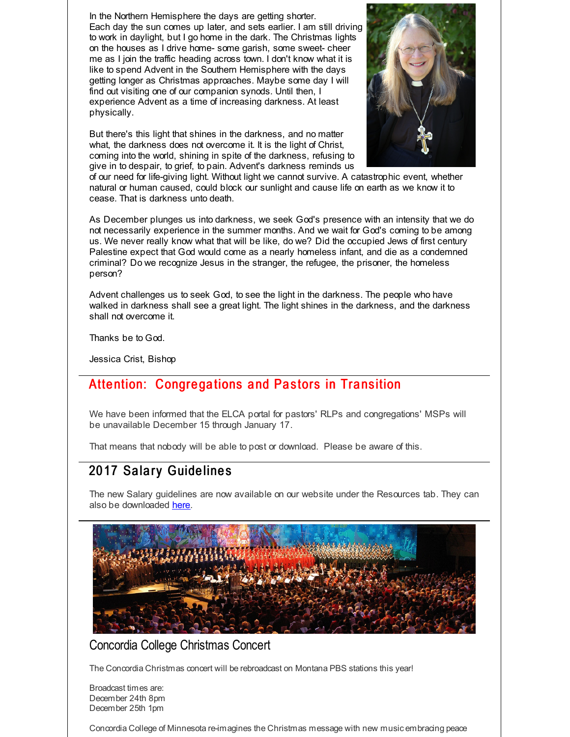In the Northern Hemisphere the days are getting shorter. Each day the sun comes up later, and sets earlier. I am still driving to work in daylight, but I go home in the dark. The Christmas lights on the houses as I drive home- some garish, some sweet- cheer me as I join the traffic heading across town. I don't know what it is like to spend Advent in the Southern Hemisphere with the days getting longer as Christmas approaches. Maybe some day I will find out visiting one of our companion synods. Until then, I experience Advent as a time of increasing darkness. At least physically.

But there's this light that shines in the darkness, and no matter what, the darkness does not overcome it. It is the light of Christ, coming into the world, shining in spite of the darkness, refusing to give in to despair, to grief, to pain. Advent's darkness reminds us of our need for life-giving light. Without light we cannot survive. A catastrophic event, whether natural or human caused, could block our sunlight and cause life on earth as we know it to cease. That is darkness unto death.

As December plunges us into darkness, we seek God's presence with an intensity that we do not necessarily experience in the summer months. And we wait for God's coming to be among us. We never really know what that will be like, do we? Did the occupied Jews of first century Palestine expect that God would come as a nearly homeless infant, and die as a condemned criminal? Do we recognize Jesus in the stranger, the refugee, the prisoner, the homeless person?

Advent challenges us to seek God, to see the light in the darkness. The people who have walked in darkness shall see a great light. The light shines in the darkness, and the darkness shall not overcome it.

Thanks be to God.

Jessica Crist, Bishop

## Attention: Congregations and Pastors in Transition

We have been informed that the ELCA portal for pastors' RLPs and congregations' MSPs will be unavailable December 15 through January 17.

That means that nobody will be able to post or download. Please be aware of this.

## 2017 Salary Guidelines

The new Salary guidelines are now available on our website under the Resources tab. They can also be downloaded here.

## Concordia College Christmas Concert

The Concordia Christmas concert will be rebroadcast on Montana PBS stations this year!

Broadcast times are:
December 24th 8pm
December 25th 1pm

Concordia College of Minnesota re-imagines the Christmas message with new music embracing peace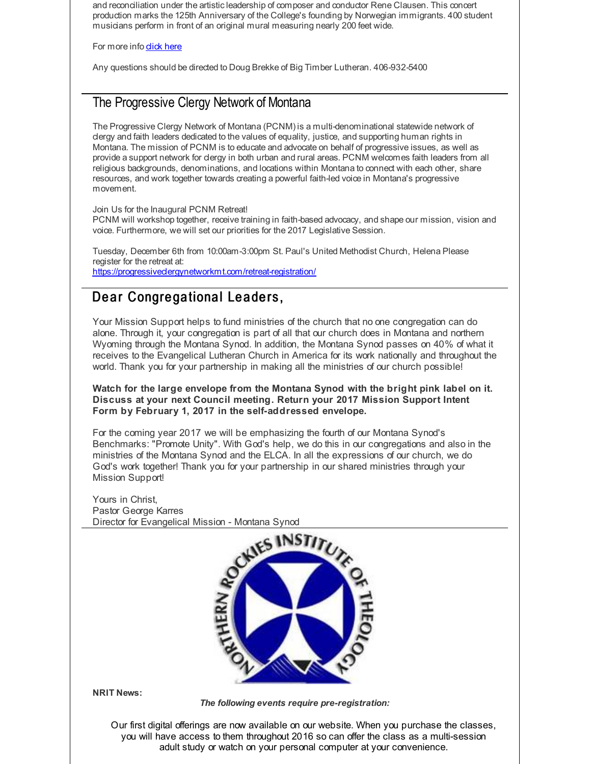and reconciliation under the artistic leadership of composer and conductor Rene Clausen. This concert production marks the 125th Anniversary of the College's founding by Norwegian immigrants. 400 student musicians perform in front of an original mural measuring nearly 200 feet wide.

For more info click here

Any questions should be directed to Doug Brekke of Big Timber Lutheran. 406-932-5400

## The Progressive Clergy Network of Montana

The Progressive Clergy Network of Montana (PCNM) is a multi-denominational statewide network of clergy and faith leaders dedicated to the values of equality, justice, and supporting human rights in Montana. The mission of PCNM is to educate and advocate on behalf of progressive issues, as well as provide a support network for clergy in both urban and rural areas. PCNM welcomes faith leaders from all religious backgrounds, denominations, and locations within Montana to connect with each other, share resources, and work together towards creating a powerful faith-led voice in Montana's progressive movement.

Join Us for the Inaugural PCNM Retreat!
PCNM will workshop together, receive training in faith-based advocacy, and shape our mission, vision and voice. Furthermore, we will set our priorities for the 2017 Legislative Session.

Tuesday, December 6th from 10:00am-3:00pm St. Paul's United Methodist Church, Helena Please register for the retreat at:
https://progressiveclergynetworkmt.com/retreat-registration/

## Dear Congregational Leaders,

Your Mission Support helps to fund ministries of the church that no one congregation can do alone. Through it, your congregation is part of all that our church does in Montana and northern Wyoming through the Montana Synod. In addition, the Montana Synod passes on 40% of what it receives to the Evangelical Lutheran Church in America for its work nationally and throughout the world. Thank you for your partnership in making all the ministries of our church possible!

**Watch for the large envelope from the Montana Synod with the bright pink label on it. Discuss at your next Council meeting. Return your 2017 Mission Support Intent Form by February 1, 2017 in the self-addressed envelope.**

For the coming year 2017 we will be emphasizing the fourth of our Montana Synod's Benchmarks: "Promote Unity". With God's help, we do this in our congregations and also in the ministries of the Montana Synod and the ELCA. In all the expressions of our church, we do God's work together! Thank you for your partnership in our shared ministries through your Mission Support!

Yours in Christ,
Pastor George Karres
Director for Evangelical Mission - Montana Synod

**NRIT News:**

***The following events require pre-registration:***

Our first digital offerings are now available on our website. When you purchase the classes, you will have access to them throughout 2016 so can offer the class as a multi-session adult study or watch on your personal computer at your convenience.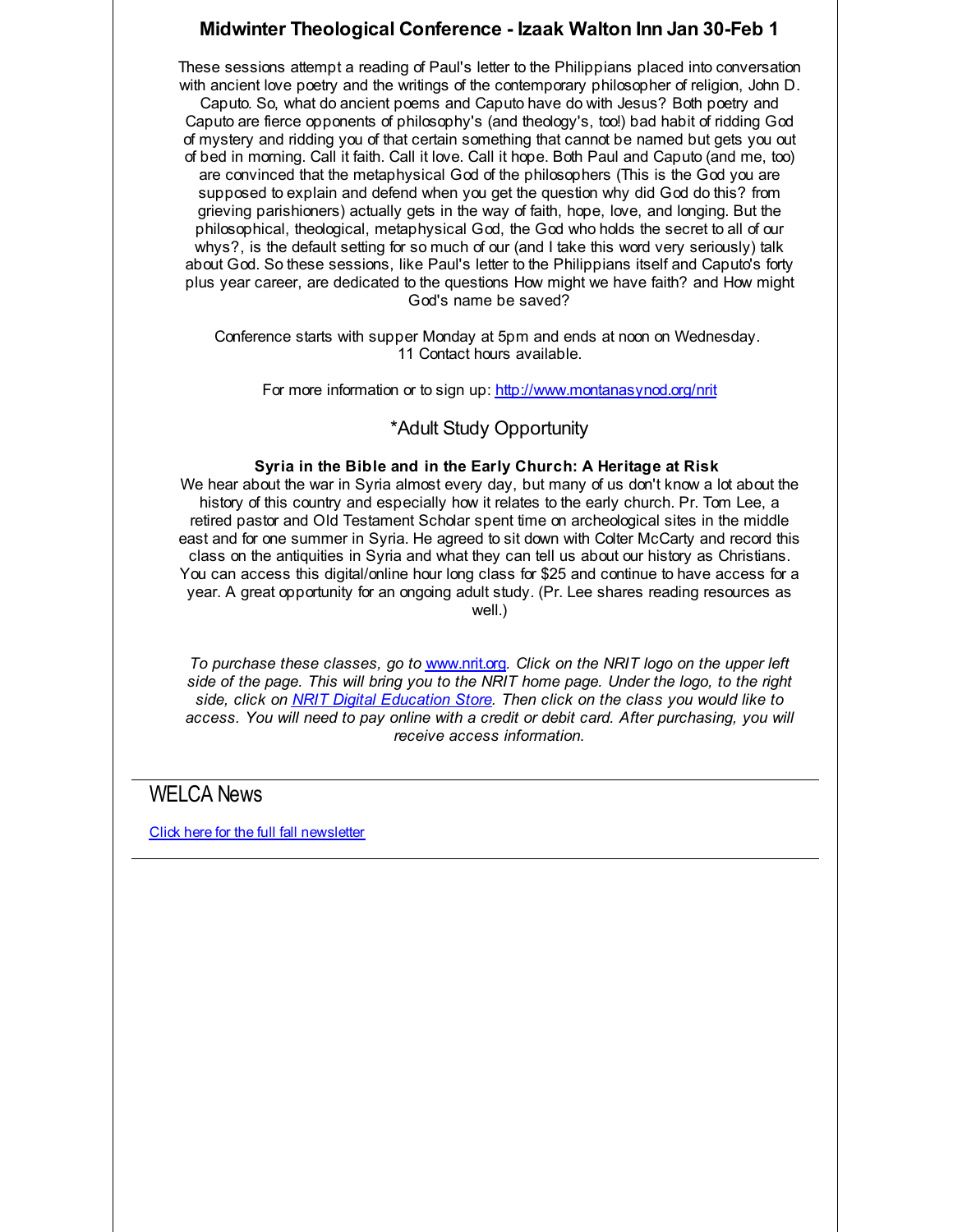### Midwinter Theological Conference - Izaak Walton Inn Jan 30-Feb 1

These sessions attempt a reading of Paul's letter to the Philippians placed into conversation with ancient love poetry and the writings of the contemporary philosopher of religion, John D. Caputo. So, what do ancient poems and Caputo have do with Jesus? Both poetry and Caputo are fierce opponents of philosophy's (and theology's, too!) bad habit of ridding God of mystery and ridding you of that certain something that cannot be named but gets you out of bed in morning. Call it faith. Call it love. Call it hope. Both Paul and Caputo (and me, too) are convinced that the metaphysical God of the philosophers (This is the God you are supposed to explain and defend when you get the question why did God do this? from grieving parishioners) actually gets in the way of faith, hope, love, and longing. But the philosophical, theological, metaphysical God, the God who holds the secret to all of our whys?, is the default setting for so much of our (and I take this word very seriously) talk about God. So these sessions, like Paul's letter to the Philippians itself and Caputo's forty plus year career, are dedicated to the questions How might we have faith? and How might God's name be saved?

Conference starts with supper Monday at 5pm and ends at noon on Wednesday.
11 Contact hours available.

For more information or to sign up: [http://www.montanasynod.org/nrit](http://www.montanasynod.org/nrit)

*Adult Study Opportunity

**Syria in the Bible and in the Early Church: A Heritage at Risk**

We hear about the war in Syria almost every day, but many of us don't know a lot about the history of this country and especially how it relates to the early church. Pr. Tom Lee, a retired pastor and Old Testament Scholar spent time on archeological sites in the middle east and for one summer in Syria. He agreed to sit down with Colter McCarty and record this class on the antiquities in Syria and what they can tell us about our history as Christians. You can access this digital/online hour long class for $25 and continue to have access for a year. A great opportunity for an ongoing adult study. (Pr. Lee shares reading resources as well.)

*To purchase these classes, go to [www.nrit.org](www.nrit.org). Click on the NRIT logo on the upper left side of the page. This will bring you to the NRIT home page. Under the logo, to the right side, click on [NRIT Digital Education Store](). Then click on the class you would like to access. You will need to pay online with a credit or debit card. After purchasing, you will receive access information.*

---

## WELCA News

[Click here for the full fall newsletter]()

---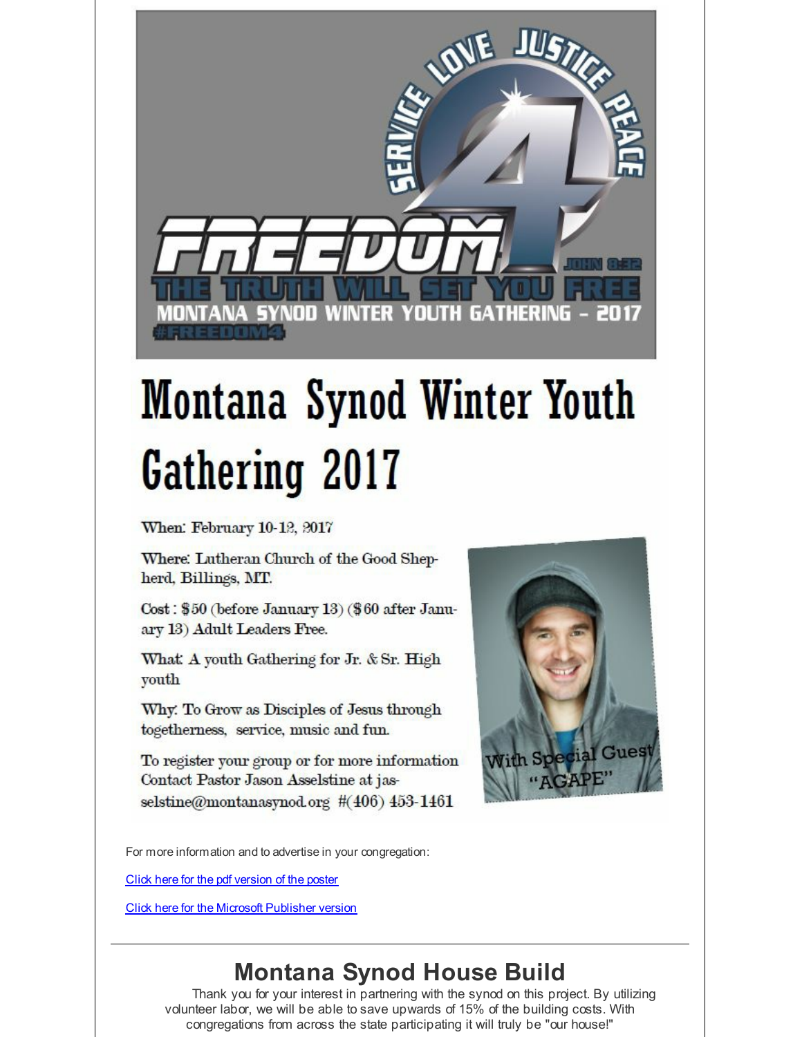SERVICE LOVE JUSTICE PEACE

FREEDOM 4

JOHN 8:32

THE TRUTH WILL SET YOU FREE

MONTANA SYNOD WINTER YOUTH GATHERING - 2017

#FREEDOM4

# Montana Synod Winter Youth Gathering 2017

When: February 10-12, 2017

Where: Lutheran Church of the Good Shepherd, Billings, MT.

Cost : $50 (before January 13) ($60 after January 13) Adult Leaders Free.

What: A youth Gathering for Jr. & Sr. High youth

Why: To Grow as Disciples of Jesus through togetherness, service, music and fun.

To register your group or for more information Contact Pastor Jason Asselstine at jasselstine@montanasynod.org #(406) 453-1461

With Special Guest "AGAPE"

For more information and to advertise in your congregation:

Click here for the pdf version of the poster

Click here for the Microsoft Publisher version

---

## Montana Synod House Build

Thank you for your interest in partnering with the synod on this project. By utilizing volunteer labor, we will be able to save upwards of 15% of the building costs. With congregations from across the state participating it will truly be "our house!"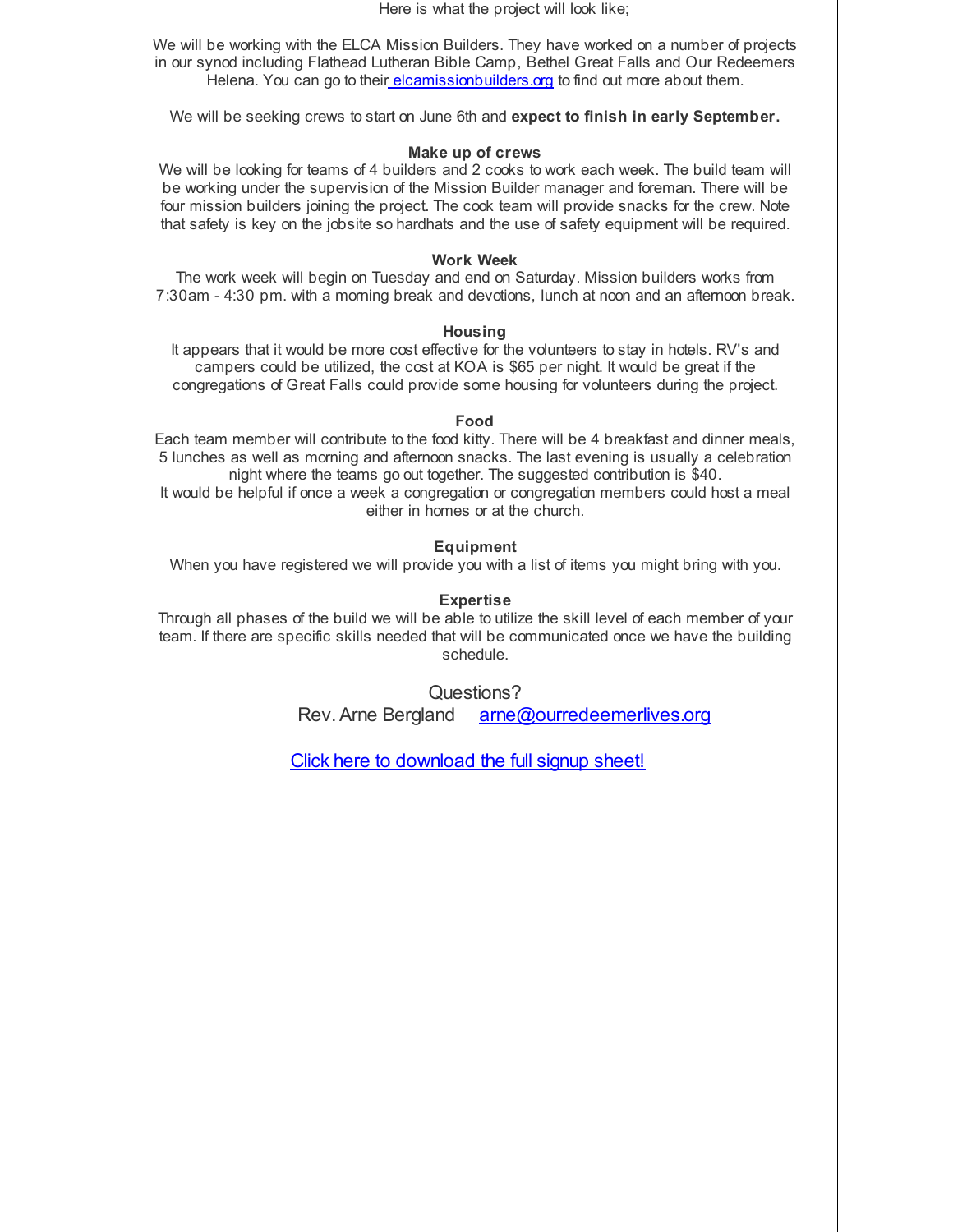Here is what the project will look like;

We will be working with the ELCA Mission Builders. They have worked on a number of projects in our synod including Flathead Lutheran Bible Camp, Bethel Great Falls and Our Redeemers Helena. You can go to their [elcamissionbuilders.org](elcamissionbuilders.org) to find out more about them.

We will be seeking crews to start on June 6th and **expect to finish in early September.**

**Make up of crews**

We will be looking for teams of 4 builders and 2 cooks to work each week. The build team will be working under the supervision of the Mission Builder manager and foreman. There will be four mission builders joining the project. The cook team will provide snacks for the crew. Note that safety is key on the jobsite so hardhats and the use of safety equipment will be required.

**Work Week**

The work week will begin on Tuesday and end on Saturday. Mission builders works from 7:30am - 4:30 pm. with a morning break and devotions, lunch at noon and an afternoon break.

**Housing**

It appears that it would be more cost effective for the volunteers to stay in hotels. RV's and campers could be utilized, the cost at KOA is $65 per night. It would be great if the congregations of Great Falls could provide some housing for volunteers during the project.

**Food**

Each team member will contribute to the food kitty. There will be 4 breakfast and dinner meals, 5 lunches as well as morning and afternoon snacks. The last evening is usually a celebration night where the teams go out together. The suggested contribution is $40.
It would be helpful if once a week a congregation or congregation members could host a meal either in homes or at the church.

**Equipment**

When you have registered we will provide you with a list of items you might bring with you.

**Expertise**

Through all phases of the build we will be able to utilize the skill level of each member of your team. If there are specific skills needed that will be communicated once we have the building schedule.

Questions?
Rev. Arne Bergland [arne@ourredeemerlives.org](mailto:arne@ourredeemerlives.org)

Click here to download the full signup sheet!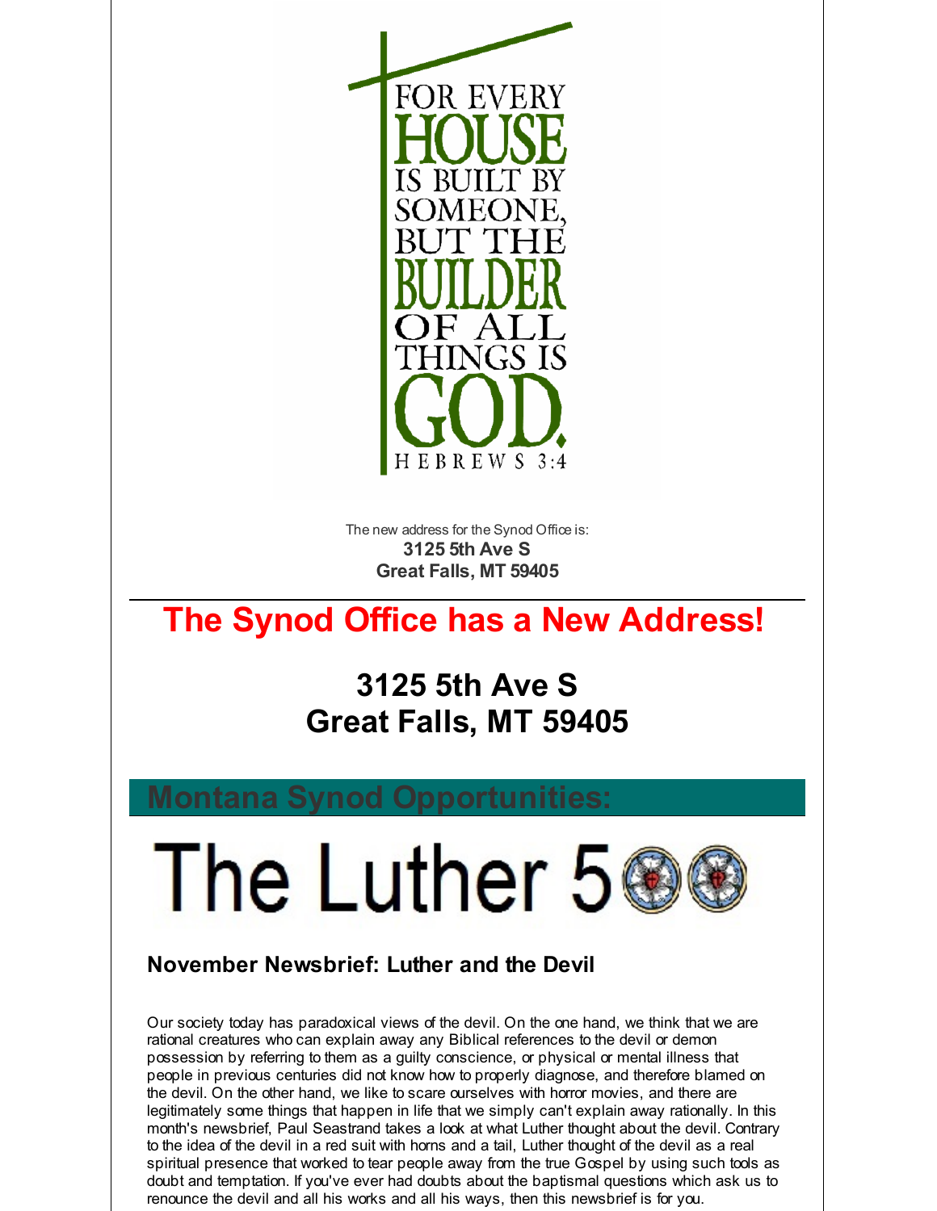FOR EVERY HOUSE IS BUILT BY SOMEONE, BUT THE BUILDER OF ALL THINGS IS GOD. HEBREWS 3:4

The new address for the Synod Office is:
**3125 5th Ave S**
**Great Falls, MT 59405**

# The Synod Office has a New Address!

## 3125 5th Ave S
## Great Falls, MT 59405

## Montana Synod Opportunities:

# The Luther 500

### November Newsbrief: Luther and the Devil

Our society today has paradoxical views of the devil. On the one hand, we think that we are rational creatures who can explain away any Biblical references to the devil or demon possession by referring to them as a guilty conscience, or physical or mental illness that people in previous centuries did not know how to properly diagnose, and therefore blamed on the devil. On the other hand, we like to scare ourselves with horror movies, and there are legitimately some things that happen in life that we simply can't explain away rationally. In this month's newsbrief, Paul Seastrand takes a look at what Luther thought about the devil. Contrary to the idea of the devil in a red suit with horns and a tail, Luther thought of the devil as a real spiritual presence that worked to tear people away from the true Gospel by using such tools as doubt and temptation. If you've ever had doubts about the baptismal questions which ask us to renounce the devil and all his works and all his ways, then this newsbrief is for you.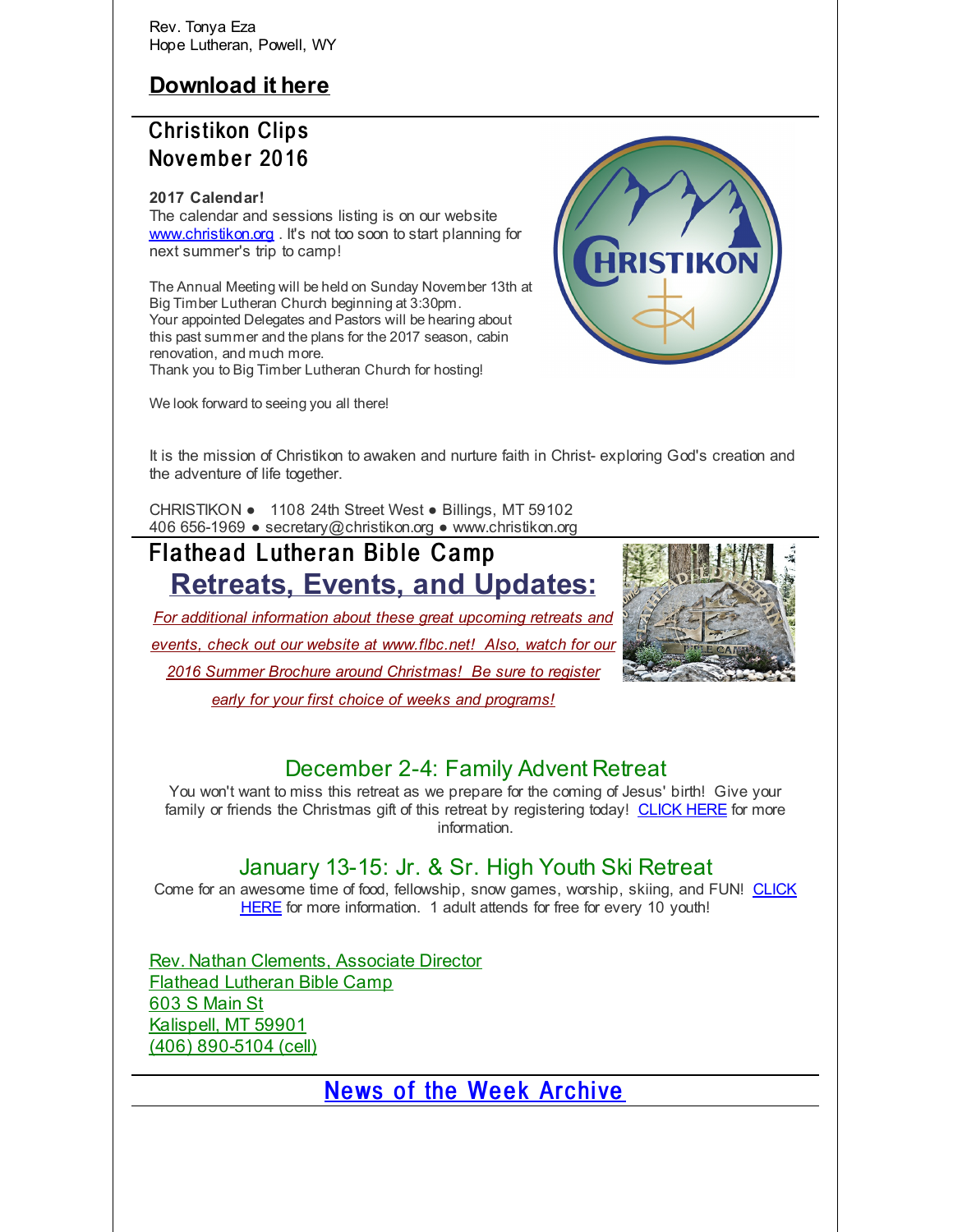Rev. Tonya Eza
Hope Lutheran, Powell, WY

## Download it here

## Christikon Clips
## November 2016

**2017 Calendar!**
The calendar and sessions listing is on our website www.christikon.org . It's not too soon to start planning for next summer's trip to camp!

The Annual Meeting will be held on Sunday November 13th at Big Timber Lutheran Church beginning at 3:30pm.
Your appointed Delegates and Pastors will be hearing about this past summer and the plans for the 2017 season, cabin renovation, and much more.
Thank you to Big Timber Lutheran Church for hosting!

We look forward to seeing you all there!

It is the mission of Christikon to awaken and nurture faith in Christ- exploring God's creation and the adventure of life together.

CHRISTIKON ● 1108 24th Street West ● Billings, MT 59102
406 656-1969 ● secretary@christikon.org ● www.christikon.org

## Flathead Lutheran Bible Camp

## Retreats, Events, and Updates:

*For additional information about these great upcoming retreats and events, check out our website at www.flbc.net! Also, watch for our 2016 Summer Brochure around Christmas! Be sure to register early for your first choice of weeks and programs!*

### December 2-4: Family Advent Retreat

You won't want to miss this retreat as we prepare for the coming of Jesus' birth! Give your family or friends the Christmas gift of this retreat by registering today! CLICK HERE for more information.

### January 13-15: Jr. & Sr. High Youth Ski Retreat

Come for an awesome time of food, fellowship, snow games, worship, skiing, and FUN! CLICK HERE for more information. 1 adult attends for free for every 10 youth!

Rev. Nathan Clements, Associate Director
Flathead Lutheran Bible Camp
603 S Main St
Kalispell, MT 59901
(406) 890-5104 (cell)

## News of the Week Archive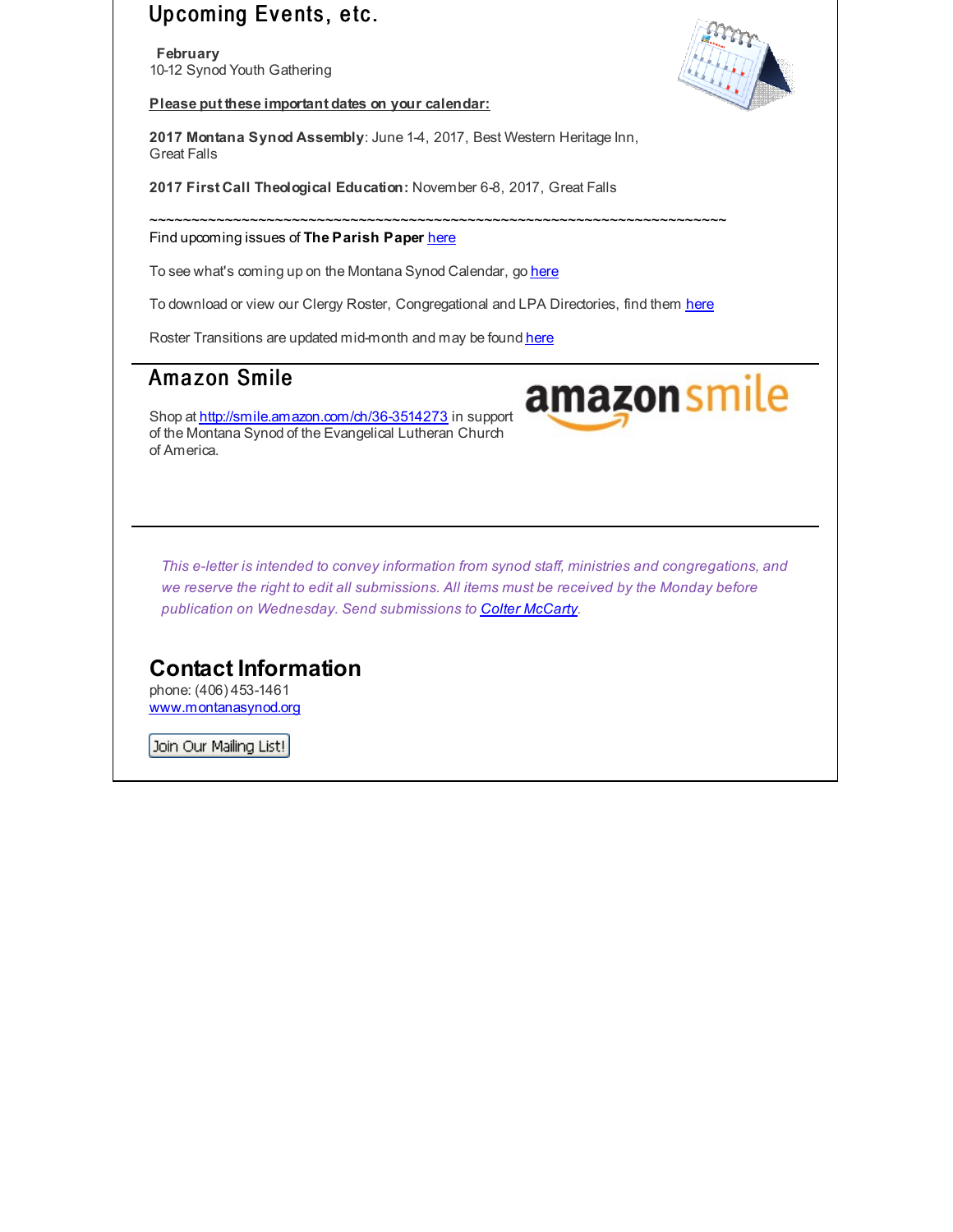## Upcoming Events, etc.

**February**
10-12 Synod Youth Gathering

**Please put these important dates on your calendar:**

**2017 Montana Synod Assembly**: June 1-4, 2017, Best Western Heritage Inn, Great Falls

**2017 First Call Theological Education:** November 6-8, 2017, Great Falls

~~~~~~~~~~~~~~~~~~~~~~~~~~~~~~~~~~~~~~~~~~~~~~~~~~~~~~~~~~~~~~~~~~~~~~~~~~~~

Find upcoming issues of **The Parish Paper** here

To see what's coming up on the Montana Synod Calendar, go here

To download or view our Clergy Roster, Congregational and LPA Directories, find them here

Roster Transitions are updated mid-month and may be found here

---

## Amazon Smile

Shop at http://smile.amazon.com/ch/36-3514273 in support of the Montana Synod of the Evangelical Lutheran Church of America.

---

*This e-letter is intended to convey information from synod staff, ministries and congregations, and we reserve the right to edit all submissions. All items must be received by the Monday before publication on Wednesday. Send submissions to Colter McCarty.*

## Contact Information

phone: (406) 453-1461
www.montanasynod.org

Join Our Mailing List!